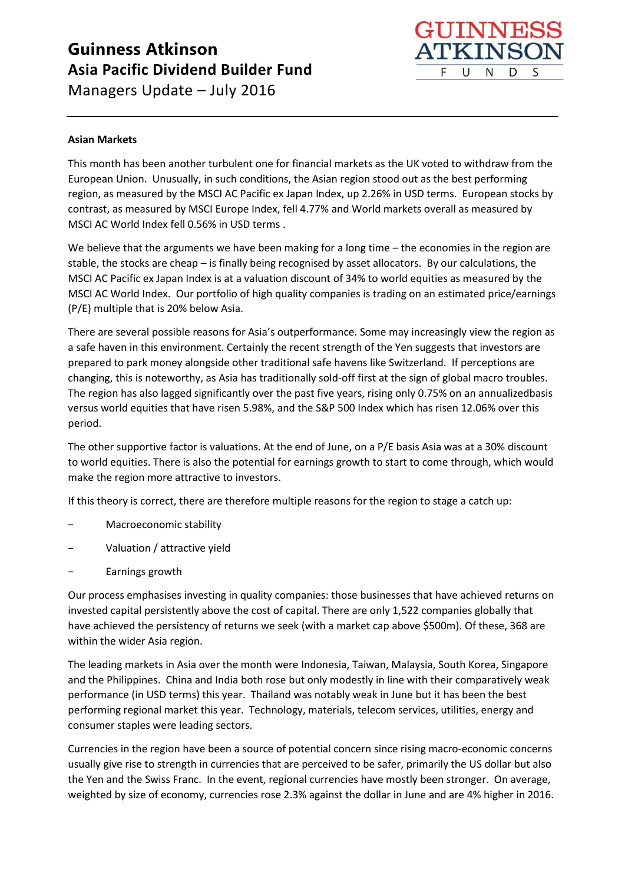# Guinness Atkinson
## Asia Pacific Dividend Builder Fund
Managers Update – July 2016

GUINNESS ATKINSON FUNDS

**Asian Markets**

This month has been another turbulent one for financial markets as the UK voted to withdraw from the European Union. Unusually, in such conditions, the Asian region stood out as the best performing region, as measured by the MSCI AC Pacific ex Japan Index, up 2.26% in USD terms. European stocks by contrast, as measured by MSCI Europe Index, fell 4.77% and World markets overall as measured by MSCI AC World Index fell 0.56% in USD terms .

We believe that the arguments we have been making for a long time – the economies in the region are stable, the stocks are cheap – is finally being recognised by asset allocators. By our calculations, the MSCI AC Pacific ex Japan Index is at a valuation discount of 34% to world equities as measured by the MSCI AC World Index. Our portfolio of high quality companies is trading on an estimated price/earnings (P/E) multiple that is 20% below Asia.

There are several possible reasons for Asia's outperformance. Some may increasingly view the region as a safe haven in this environment. Certainly the recent strength of the Yen suggests that investors are prepared to park money alongside other traditional safe havens like Switzerland. If perceptions are changing, this is noteworthy, as Asia has traditionally sold-off first at the sign of global macro troubles. The region has also lagged significantly over the past five years, rising only 0.75% on an annualizedbasis versus world equities that have risen 5.98%, and the S&P 500 Index which has risen 12.06% over this period.

The other supportive factor is valuations. At the end of June, on a P/E basis Asia was at a 30% discount to world equities. There is also the potential for earnings growth to start to come through, which would make the region more attractive to investors.

If this theory is correct, there are therefore multiple reasons for the region to stage a catch up:

- Macroeconomic stability
- Valuation / attractive yield
- Earnings growth

Our process emphasises investing in quality companies: those businesses that have achieved returns on invested capital persistently above the cost of capital. There are only 1,522 companies globally that have achieved the persistency of returns we seek (with a market cap above $500m). Of these, 368 are within the wider Asia region.

The leading markets in Asia over the month were Indonesia, Taiwan, Malaysia, South Korea, Singapore and the Philippines. China and India both rose but only modestly in line with their comparatively weak performance (in USD terms) this year. Thailand was notably weak in June but it has been the best performing regional market this year. Technology, materials, telecom services, utilities, energy and consumer staples were leading sectors.

Currencies in the region have been a source of potential concern since rising macro-economic concerns usually give rise to strength in currencies that are perceived to be safer, primarily the US dollar but also the Yen and the Swiss Franc. In the event, regional currencies have mostly been stronger. On average, weighted by size of economy, currencies rose 2.3% against the dollar in June and are 4% higher in 2016.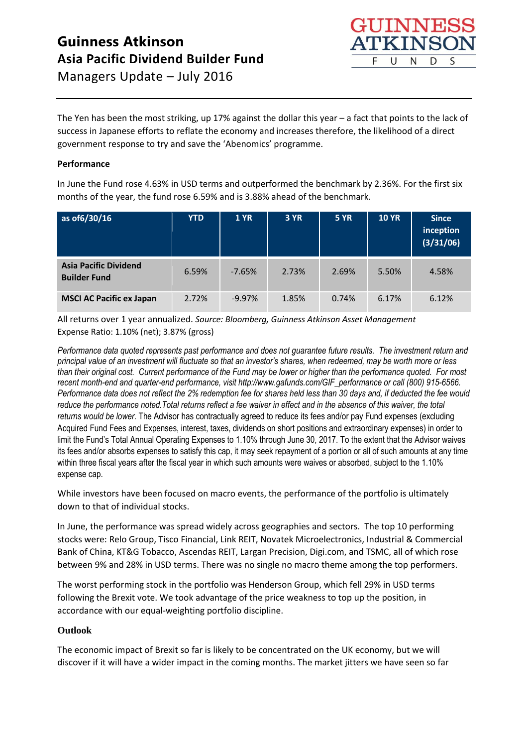# Guinness Atkinson
## Asia Pacific Dividend Builder Fund
Managers Update – July 2016

The Yen has been the most striking, up 17% against the dollar this year – a fact that points to the lack of success in Japanese efforts to reflate the economy and increases therefore, the likelihood of a direct government response to try and save the 'Abenomics' programme.

**Performance**

In June the Fund rose 4.63% in USD terms and outperformed the benchmark by 2.36%. For the first six months of the year, the fund rose 6.59% and is 3.88% ahead of the benchmark.

| as of6/30/16 | YTD | 1 YR | 3 YR | 5 YR | 10 YR | Since inception (3/31/06) |
|---|---|---|---|---|---|---|
| **Asia Pacific Dividend Builder Fund** | 6.59% | -7.65% | 2.73% | 2.69% | 5.50% | 4.58% |
| **MSCI AC Pacific ex Japan** | 2.72% | -9.97% | 1.85% | 0.74% | 6.17% | 6.12% |

All returns over 1 year annualized. *Source: Bloomberg, Guinness Atkinson Asset Management*
Expense Ratio: 1.10% (net); 3.87% (gross)

*Performance data quoted represents past performance and does not guarantee future results. The investment return and principal value of an investment will fluctuate so that an investor's shares, when redeemed, may be worth more or less than their original cost. Current performance of the Fund may be lower or higher than the performance quoted. For most recent month-end and quarter-end performance, visit http://www.gafunds.com/GIF_performance or call (800) 915-6566. Performance data does not reflect the 2% redemption fee for shares held less than 30 days and, if deducted the fee would reduce the performance noted.Total returns reflect a fee waiver in effect and in the absence of this waiver, the total returns would be lower.* The Advisor has contractually agreed to reduce its fees and/or pay Fund expenses (excluding Acquired Fund Fees and Expenses, interest, taxes, dividends on short positions and extraordinary expenses) in order to limit the Fund's Total Annual Operating Expenses to 1.10% through June 30, 2017. To the extent that the Advisor waives its fees and/or absorbs expenses to satisfy this cap, it may seek repayment of a portion or all of such amounts at any time within three fiscal years after the fiscal year in which such amounts were waives or absorbed, subject to the 1.10% expense cap.

While investors have been focused on macro events, the performance of the portfolio is ultimately down to that of individual stocks.

In June, the performance was spread widely across geographies and sectors. The top 10 performing stocks were: Relo Group, Tisco Financial, Link REIT, Novatek Microelectronics, Industrial & Commercial Bank of China, KT&G Tobacco, Ascendas REIT, Largan Precision, Digi.com, and TSMC, all of which rose between 9% and 28% in USD terms. There was no single no macro theme among the top performers.

The worst performing stock in the portfolio was Henderson Group, which fell 29% in USD terms following the Brexit vote. We took advantage of the price weakness to top up the position, in accordance with our equal-weighting portfolio discipline.

**Outlook**

The economic impact of Brexit so far is likely to be concentrated on the UK economy, but we will discover if it will have a wider impact in the coming months. The market jitters we have seen so far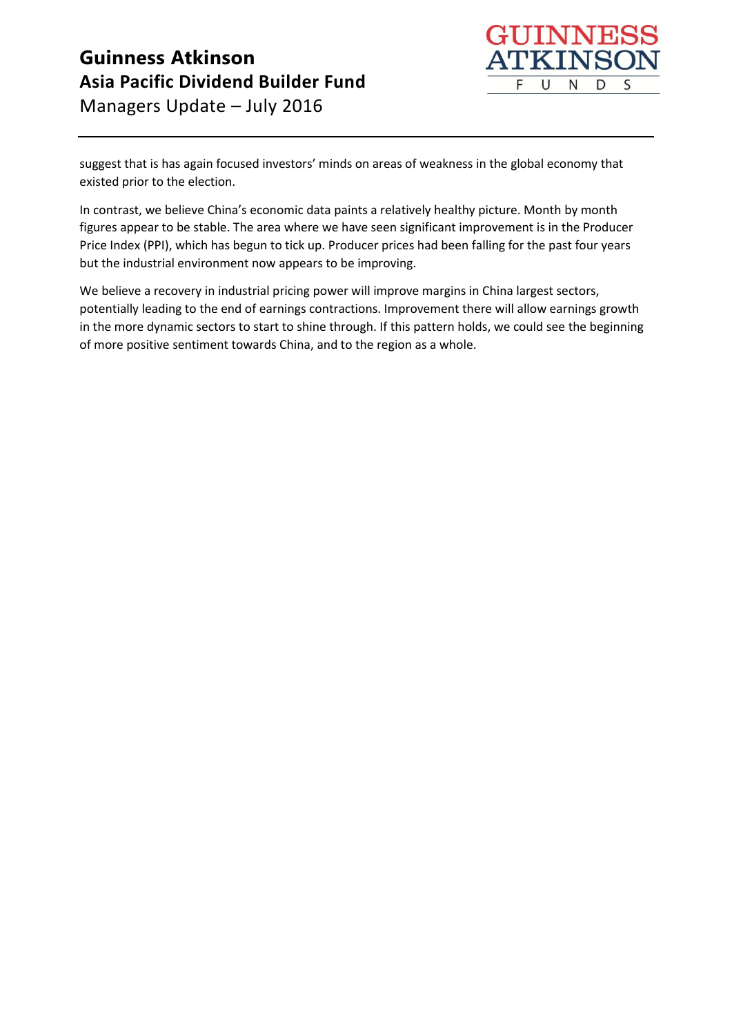suggest that is has again focused investors' minds on areas of weakness in the global economy that existed prior to the election.

In contrast, we believe China's economic data paints a relatively healthy picture. Month by month figures appear to be stable. The area where we have seen significant improvement is in the Producer Price Index (PPI), which has begun to tick up. Producer prices had been falling for the past four years but the industrial environment now appears to be improving.

We believe a recovery in industrial pricing power will improve margins in China largest sectors, potentially leading to the end of earnings contractions. Improvement there will allow earnings growth in the more dynamic sectors to start to shine through. If this pattern holds, we could see the beginning of more positive sentiment towards China, and to the region as a whole.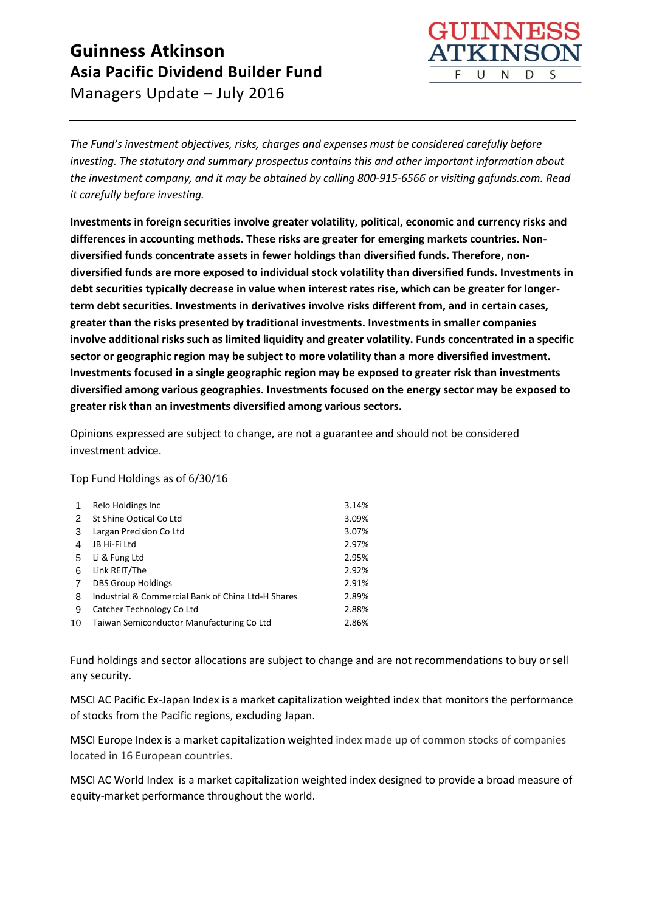# Guinness Atkinson
## Asia Pacific Dividend Builder Fund
Managers Update – July 2016

*The Fund's investment objectives, risks, charges and expenses must be considered carefully before investing. The statutory and summary prospectus contains this and other important information about the investment company, and it may be obtained by calling 800-915-6566 or visiting gafunds.com. Read it carefully before investing.*

**Investments in foreign securities involve greater volatility, political, economic and currency risks and differences in accounting methods. These risks are greater for emerging markets countries. Non-diversified funds concentrate assets in fewer holdings than diversified funds. Therefore, non-diversified funds are more exposed to individual stock volatility than diversified funds. Investments in debt securities typically decrease in value when interest rates rise, which can be greater for longer-term debt securities. Investments in derivatives involve risks different from, and in certain cases, greater than the risks presented by traditional investments. Investments in smaller companies involve additional risks such as limited liquidity and greater volatility. Funds concentrated in a specific sector or geographic region may be subject to more volatility than a more diversified investment. Investments focused in a single geographic region may be exposed to greater risk than investments diversified among various geographies. Investments focused on the energy sector may be exposed to greater risk than an investments diversified among various sectors.**

Opinions expressed are subject to change, are not a guarantee and should not be considered investment advice.

Top Fund Holdings as of 6/30/16

| | | |
|---|---|---|
| 1 | Relo Holdings Inc | 3.14% |
| 2 | St Shine Optical Co Ltd | 3.09% |
| 3 | Largan Precision Co Ltd | 3.07% |
| 4 | JB Hi-Fi Ltd | 2.97% |
| 5 | Li & Fung Ltd | 2.95% |
| 6 | Link REIT/The | 2.92% |
| 7 | DBS Group Holdings | 2.91% |
| 8 | Industrial & Commercial Bank of China Ltd-H Shares | 2.89% |
| 9 | Catcher Technology Co Ltd | 2.88% |
| 10 | Taiwan Semiconductor Manufacturing Co Ltd | 2.86% |

Fund holdings and sector allocations are subject to change and are not recommendations to buy or sell any security.

MSCI AC Pacific Ex-Japan Index is a market capitalization weighted index that monitors the performance of stocks from the Pacific regions, excluding Japan.

MSCI Europe Index is a market capitalization weighted index made up of common stocks of companies located in 16 European countries.

MSCI AC World Index is a market capitalization weighted index designed to provide a broad measure of equity-market performance throughout the world.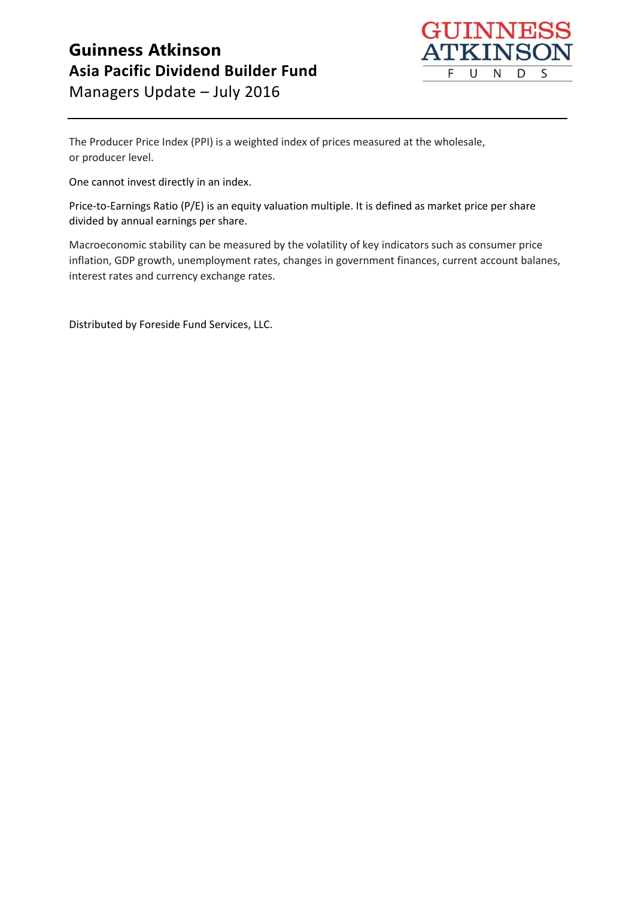The Producer Price Index (PPI) is a weighted index of prices measured at the wholesale, or producer level.

One cannot invest directly in an index.

Price-to-Earnings Ratio (P/E) is an equity valuation multiple. It is defined as market price per share divided by annual earnings per share.

Macroeconomic stability can be measured by the volatility of key indicators such as consumer price inflation, GDP growth, unemployment rates, changes in government finances, current account balanes, interest rates and currency exchange rates.

Distributed by Foreside Fund Services, LLC.